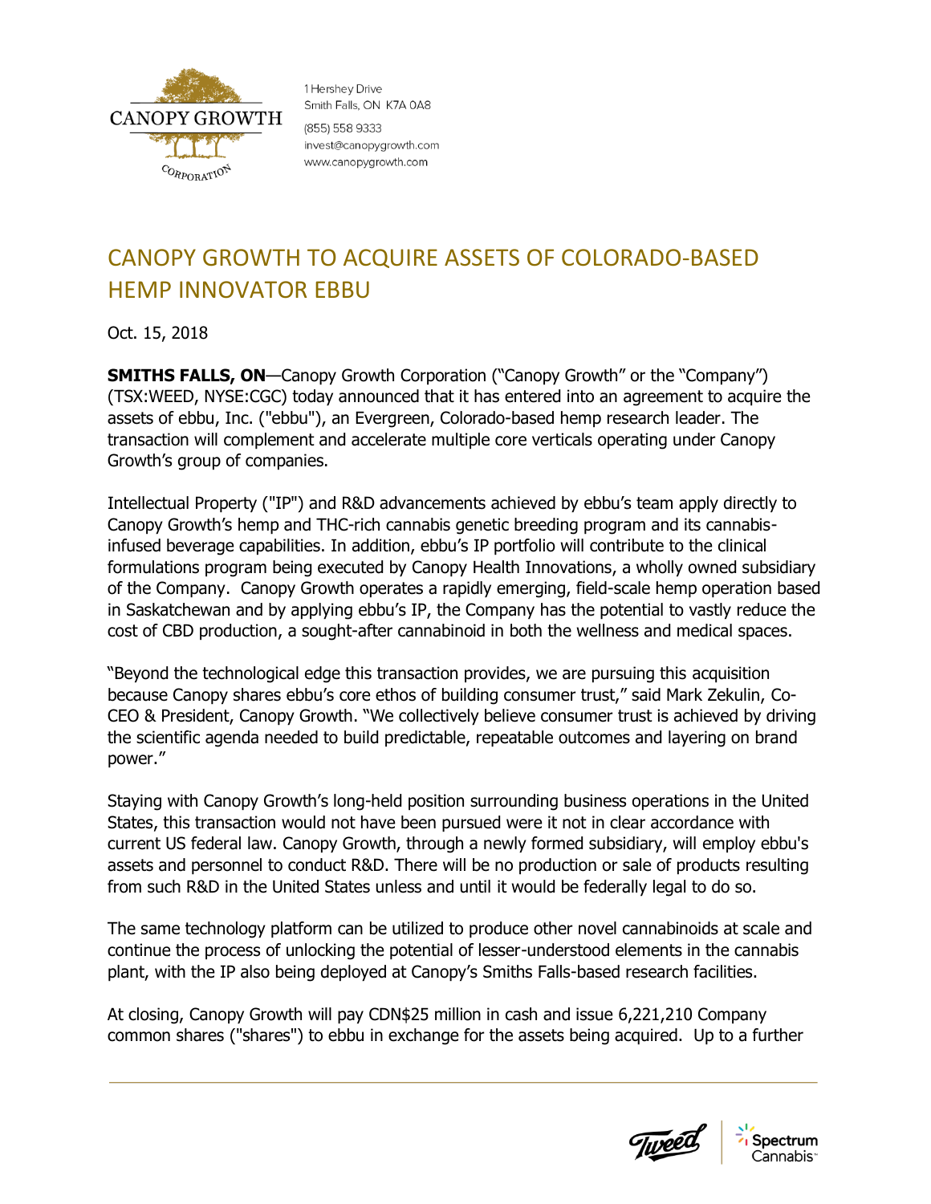CANOPY GROWTH CORPORATION

1 Hershey Drive
Smith Falls, ON K7A 0A8
(855) 558 9333
invest@canopygrowth.com
www.canopygrowth.com

# CANOPY GROWTH TO ACQUIRE ASSETS OF COLORADO-BASED HEMP INNOVATOR EBBU

Oct. 15, 2018

**SMITHS FALLS, ON**—Canopy Growth Corporation ("Canopy Growth" or the "Company") (TSX:WEED, NYSE:CGC) today announced that it has entered into an agreement to acquire the assets of ebbu, Inc. ("ebbu"), an Evergreen, Colorado-based hemp research leader. The transaction will complement and accelerate multiple core verticals operating under Canopy Growth's group of companies.

Intellectual Property ("IP") and R&D advancements achieved by ebbu's team apply directly to Canopy Growth's hemp and THC-rich cannabis genetic breeding program and its cannabis-infused beverage capabilities. In addition, ebbu's IP portfolio will contribute to the clinical formulations program being executed by Canopy Health Innovations, a wholly owned subsidiary of the Company. Canopy Growth operates a rapidly emerging, field-scale hemp operation based in Saskatchewan and by applying ebbu's IP, the Company has the potential to vastly reduce the cost of CBD production, a sought-after cannabinoid in both the wellness and medical spaces.

"Beyond the technological edge this transaction provides, we are pursuing this acquisition because Canopy shares ebbu's core ethos of building consumer trust," said Mark Zekulin, Co-CEO & President, Canopy Growth. "We collectively believe consumer trust is achieved by driving the scientific agenda needed to build predictable, repeatable outcomes and layering on brand power."

Staying with Canopy Growth's long-held position surrounding business operations in the United States, this transaction would not have been pursued were it not in clear accordance with current US federal law. Canopy Growth, through a newly formed subsidiary, will employ ebbu's assets and personnel to conduct R&D. There will be no production or sale of products resulting from such R&D in the United States unless and until it would be federally legal to do so.

The same technology platform can be utilized to produce other novel cannabinoids at scale and continue the process of unlocking the potential of lesser-understood elements in the cannabis plant, with the IP also being deployed at Canopy's Smiths Falls-based research facilities.

At closing, Canopy Growth will pay CDN$25 million in cash and issue 6,221,210 Company common shares ("shares") to ebbu in exchange for the assets being acquired. Up to a further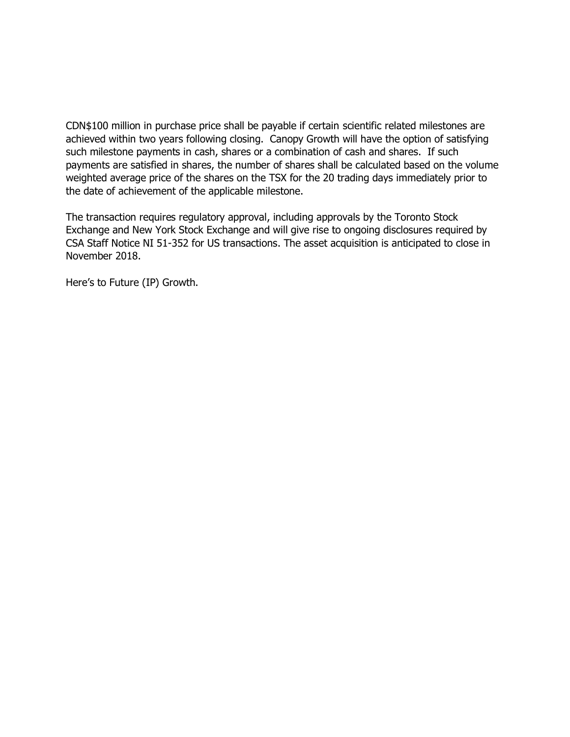CDN$100 million in purchase price shall be payable if certain scientific related milestones are achieved within two years following closing. Canopy Growth will have the option of satisfying such milestone payments in cash, shares or a combination of cash and shares. If such payments are satisfied in shares, the number of shares shall be calculated based on the volume weighted average price of the shares on the TSX for the 20 trading days immediately prior to the date of achievement of the applicable milestone.

The transaction requires regulatory approval, including approvals by the Toronto Stock Exchange and New York Stock Exchange and will give rise to ongoing disclosures required by CSA Staff Notice NI 51-352 for US transactions. The asset acquisition is anticipated to close in November 2018.

Here's to Future (IP) Growth.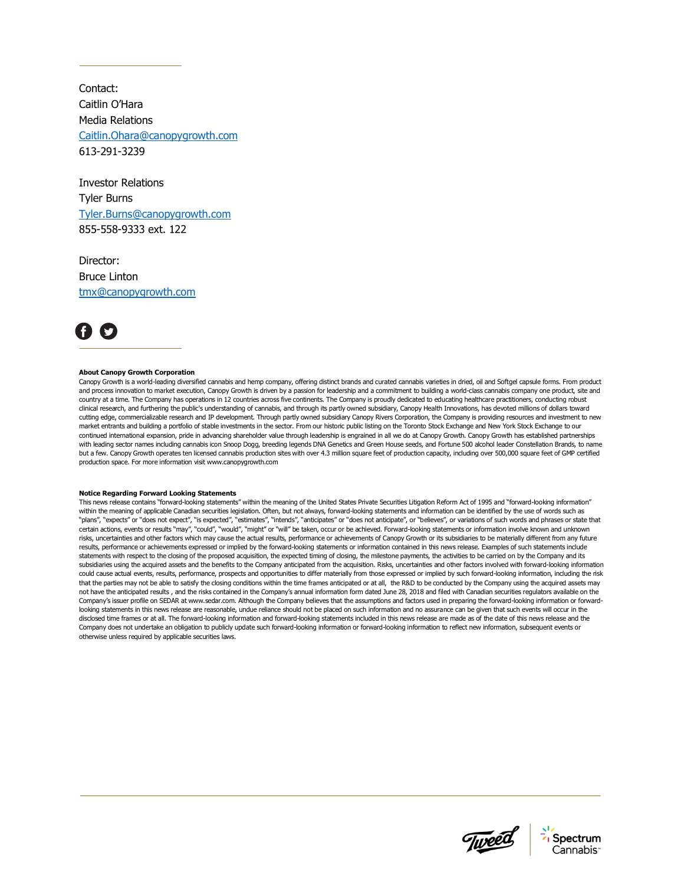Contact:
Caitlin O'Hara
Media Relations
Caitlin.Ohara@canopygrowth.com
613-291-3239

Investor Relations
Tyler Burns
Tyler.Burns@canopygrowth.com
855-558-9333 ext. 122

Director:
Bruce Linton
tmx@canopygrowth.com

**About Canopy Growth Corporation**

Canopy Growth is a world-leading diversified cannabis and hemp company, offering distinct brands and curated cannabis varieties in dried, oil and Softgel capsule forms. From product and process innovation to market execution, Canopy Growth is driven by a passion for leadership and a commitment to building a world-class cannabis company one product, site and country at a time. The Company has operations in 12 countries across five continents. The Company is proudly dedicated to educating healthcare practitioners, conducting robust clinical research, and furthering the public's understanding of cannabis, and through its partly owned subsidiary, Canopy Health Innovations, has devoted millions of dollars toward cutting edge, commercializable research and IP development. Through partly owned subsidiary Canopy Rivers Corporation, the Company is providing resources and investment to new market entrants and building a portfolio of stable investments in the sector. From our historic public listing on the Toronto Stock Exchange and New York Stock Exchange to our continued international expansion, pride in advancing shareholder value through leadership is engrained in all we do at Canopy Growth. Canopy Growth has established partnerships with leading sector names including cannabis icon Snoop Dogg, breeding legends DNA Genetics and Green House seeds, and Fortune 500 alcohol leader Constellation Brands, to name but a few. Canopy Growth operates ten licensed cannabis production sites with over 4.3 million square feet of production capacity, including over 500,000 square feet of GMP certified production space. For more information visit www.canopygrowth.com

**Notice Regarding Forward Looking Statements**

This news release contains "forward-looking statements" within the meaning of the United States Private Securities Litigation Reform Act of 1995 and "forward-looking information" within the meaning of applicable Canadian securities legislation. Often, but not always, forward-looking statements and information can be identified by the use of words such as "plans", "expects" or "does not expect", "is expected", "estimates", "intends", "anticipates" or "does not anticipate", or "believes", or variations of such words and phrases or state that certain actions, events or results "may", "could", "would", "might" or "will" be taken, occur or be achieved. Forward-looking statements or information involve known and unknown risks, uncertainties and other factors which may cause the actual results, performance or achievements of Canopy Growth or its subsidiaries to be materially different from any future results, performance or achievements expressed or implied by the forward-looking statements or information contained in this news release. Examples of such statements include statements with respect to the closing of the proposed acquisition, the expected timing of closing, the milestone payments, the activities to be carried on by the Company and its subsidiaries using the acquired assets and the benefits to the Company anticipated from the acquisition. Risks, uncertainties and other factors involved with forward-looking information could cause actual events, results, performance, prospects and opportunities to differ materially from those expressed or implied by such forward-looking information, including the risk that the parties may not be able to satisfy the closing conditions within the time frames anticipated or at all, the R&D to be conducted by the Company using the acquired assets may not have the anticipated results , and the risks contained in the Company's annual information form dated June 28, 2018 and filed with Canadian securities regulators available on the Company's issuer profile on SEDAR at www.sedar.com. Although the Company believes that the assumptions and factors used in preparing the forward-looking information or forward-looking statements in this news release are reasonable, undue reliance should not be placed on such information and no assurance can be given that such events will occur in the disclosed time frames or at all. The forward-looking information and forward-looking statements included in this news release are made as of the date of this news release and the Company does not undertake an obligation to publicly update such forward-looking information or forward-looking information to reflect new information, subsequent events or otherwise unless required by applicable securities laws.